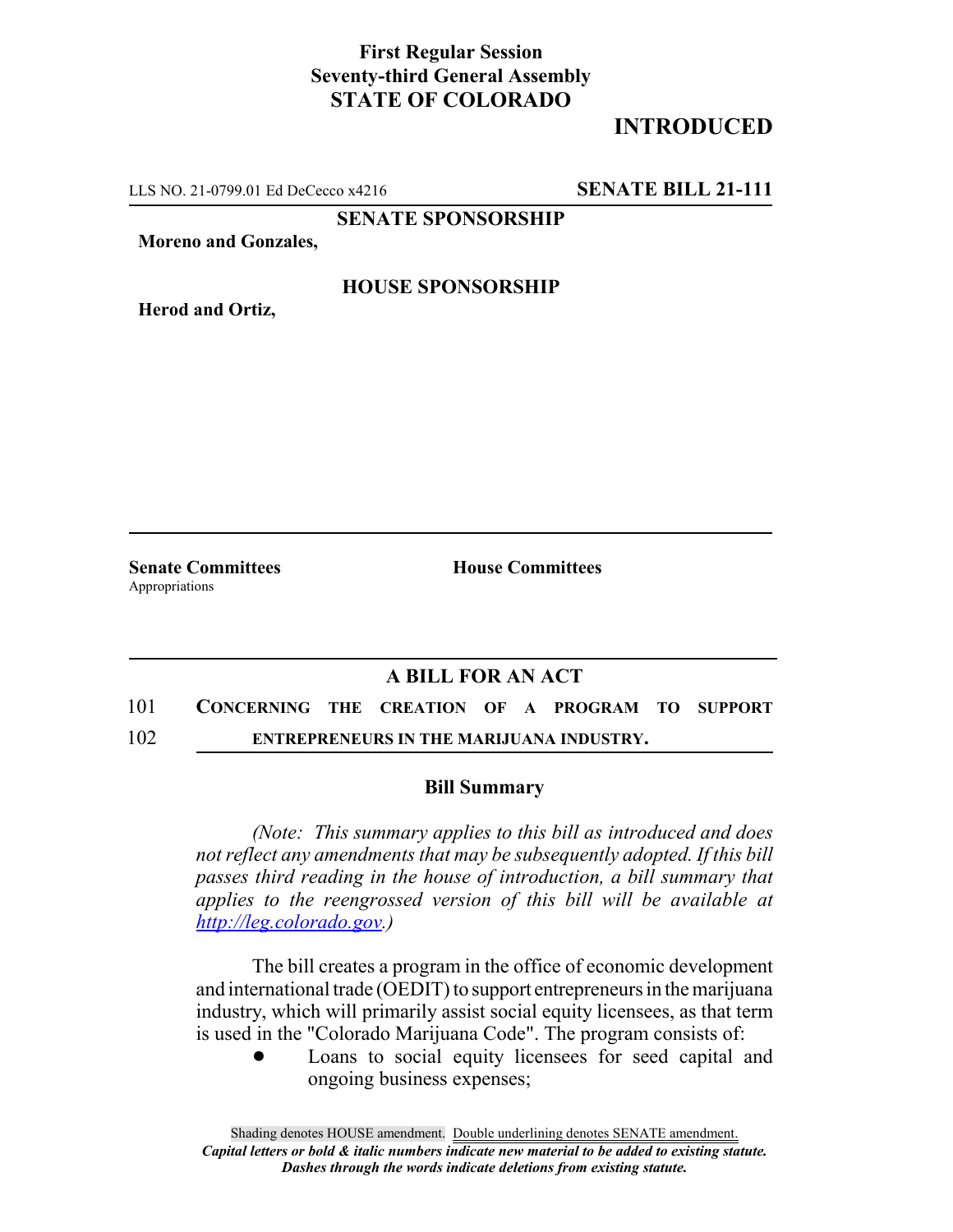**First Regular Session**
**Seventy-third General Assembly**
**STATE OF COLORADO**

## INTRODUCED

LLS NO. 21-0799.01 Ed DeCecco x4216 **SENATE BILL 21-111**

**SENATE SPONSORSHIP**

**Moreno and Gonzales,**

**HOUSE SPONSORSHIP**

**Herod and Ortiz,**

**Senate Committees**
Appropriations

**House Committees**

## A BILL FOR AN ACT

101 **CONCERNING THE CREATION OF A PROGRAM TO SUPPORT**
102 **ENTREPRENEURS IN THE MARIJUANA INDUSTRY.**

### Bill Summary

*(Note: This summary applies to this bill as introduced and does not reflect any amendments that may be subsequently adopted. If this bill passes third reading in the house of introduction, a bill summary that applies to the reengrossed version of this bill will be available at http://leg.colorado.gov.)*

The bill creates a program in the office of economic development and international trade (OEDIT) to support entrepreneurs in the marijuana industry, which will primarily assist social equity licensees, as that term is used in the "Colorado Marijuana Code". The program consists of:

- Loans to social equity licensees for seed capital and ongoing business expenses;

Shading denotes HOUSE amendment. Double underlining denotes SENATE amendment.
*Capital letters or bold & italic numbers indicate new material to be added to existing statute.*
*Dashes through the words indicate deletions from existing statute.*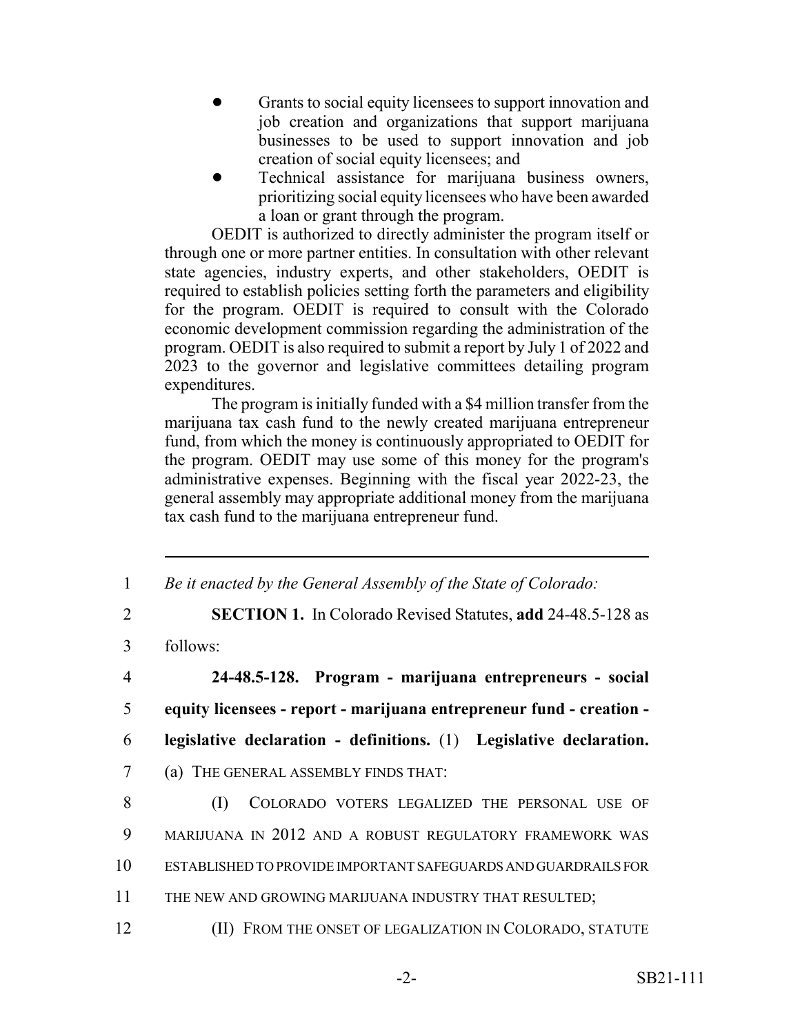- Grants to social equity licensees to support innovation and job creation and organizations that support marijuana businesses to be used to support innovation and job creation of social equity licensees; and
- Technical assistance for marijuana business owners, prioritizing social equity licensees who have been awarded a loan or grant through the program.

OEDIT is authorized to directly administer the program itself or through one or more partner entities. In consultation with other relevant state agencies, industry experts, and other stakeholders, OEDIT is required to establish policies setting forth the parameters and eligibility for the program. OEDIT is required to consult with the Colorado economic development commission regarding the administration of the program. OEDIT is also required to submit a report by July 1 of 2022 and 2023 to the governor and legislative committees detailing program expenditures.

The program is initially funded with a $4 million transfer from the marijuana tax cash fund to the newly created marijuana entrepreneur fund, from which the money is continuously appropriated to OEDIT for the program. OEDIT may use some of this money for the program's administrative expenses. Beginning with the fiscal year 2022-23, the general assembly may appropriate additional money from the marijuana tax cash fund to the marijuana entrepreneur fund.

---

1 *Be it enacted by the General Assembly of the State of Colorado:*

2 **SECTION 1.** In Colorado Revised Statutes, **add** 24-48.5-128 as

3 follows:

4 **24-48.5-128. Program - marijuana entrepreneurs - social**

5 **equity licensees - report - marijuana entrepreneur fund - creation -**

6 **legislative declaration - definitions.** (1) **Legislative declaration.**

7 (a) THE GENERAL ASSEMBLY FINDS THAT:

8 (I) COLORADO VOTERS LEGALIZED THE PERSONAL USE OF

9 MARIJUANA IN 2012 AND A ROBUST REGULATORY FRAMEWORK WAS

10 ESTABLISHED TO PROVIDE IMPORTANT SAFEGUARDS AND GUARDRAILS FOR

11 THE NEW AND GROWING MARIJUANA INDUSTRY THAT RESULTED;

12 (II) FROM THE ONSET OF LEGALIZATION IN COLORADO, STATUTE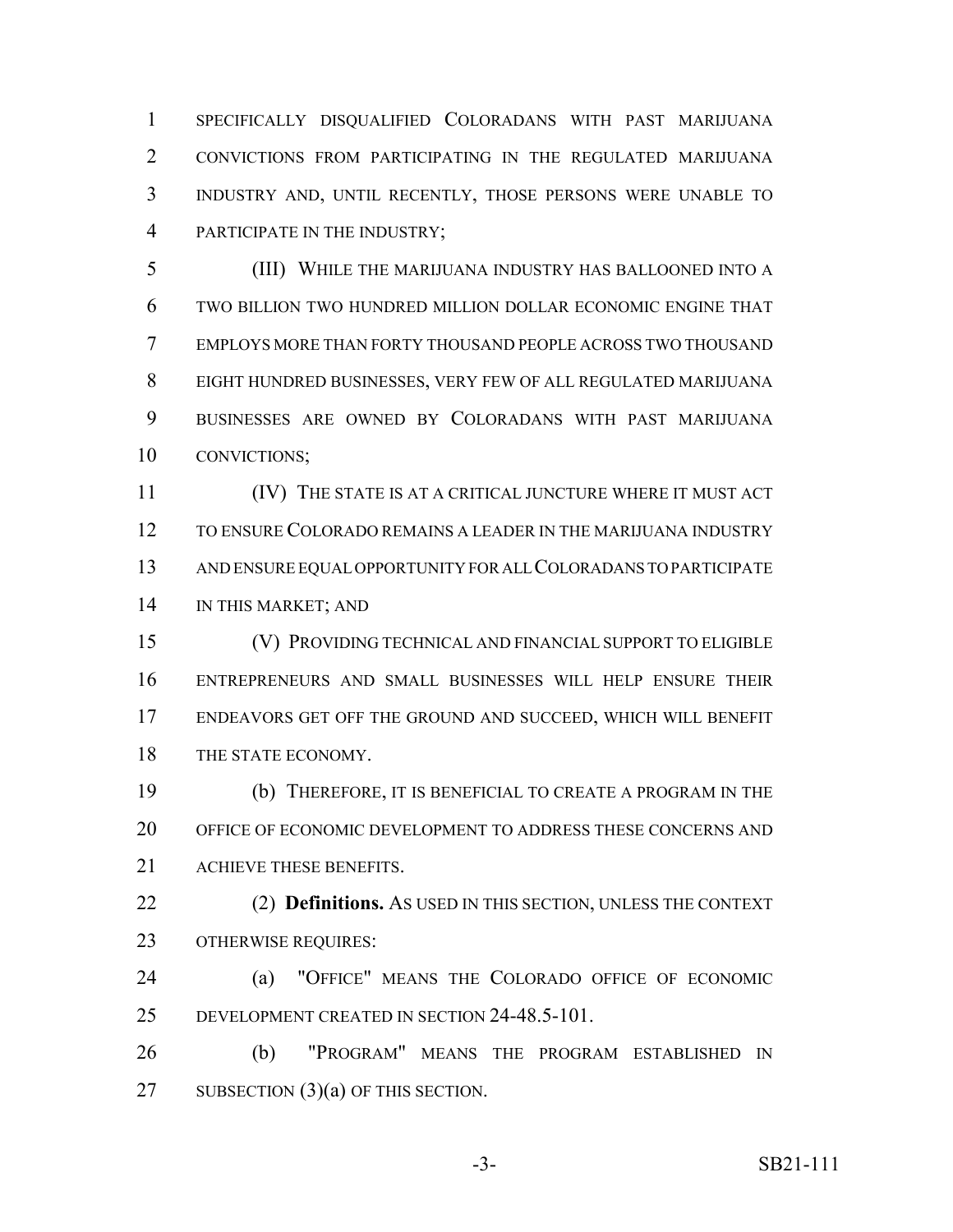SPECIFICALLY DISQUALIFIED COLORADANS WITH PAST MARIJUANA CONVICTIONS FROM PARTICIPATING IN THE REGULATED MARIJUANA INDUSTRY AND, UNTIL RECENTLY, THOSE PERSONS WERE UNABLE TO PARTICIPATE IN THE INDUSTRY;

(III) WHILE THE MARIJUANA INDUSTRY HAS BALLOONED INTO A TWO BILLION TWO HUNDRED MILLION DOLLAR ECONOMIC ENGINE THAT EMPLOYS MORE THAN FORTY THOUSAND PEOPLE ACROSS TWO THOUSAND EIGHT HUNDRED BUSINESSES, VERY FEW OF ALL REGULATED MARIJUANA BUSINESSES ARE OWNED BY COLORADANS WITH PAST MARIJUANA CONVICTIONS;

(IV) THE STATE IS AT A CRITICAL JUNCTURE WHERE IT MUST ACT TO ENSURE COLORADO REMAINS A LEADER IN THE MARIJUANA INDUSTRY AND ENSURE EQUAL OPPORTUNITY FOR ALL COLORADANS TO PARTICIPATE IN THIS MARKET; AND

(V) PROVIDING TECHNICAL AND FINANCIAL SUPPORT TO ELIGIBLE ENTREPRENEURS AND SMALL BUSINESSES WILL HELP ENSURE THEIR ENDEAVORS GET OFF THE GROUND AND SUCCEED, WHICH WILL BENEFIT THE STATE ECONOMY.

(b) THEREFORE, IT IS BENEFICIAL TO CREATE A PROGRAM IN THE OFFICE OF ECONOMIC DEVELOPMENT TO ADDRESS THESE CONCERNS AND ACHIEVE THESE BENEFITS.

(2) **Definitions.** AS USED IN THIS SECTION, UNLESS THE CONTEXT OTHERWISE REQUIRES:

(a) "OFFICE" MEANS THE COLORADO OFFICE OF ECONOMIC DEVELOPMENT CREATED IN SECTION 24-48.5-101.

(b) "PROGRAM" MEANS THE PROGRAM ESTABLISHED IN SUBSECTION (3)(a) OF THIS SECTION.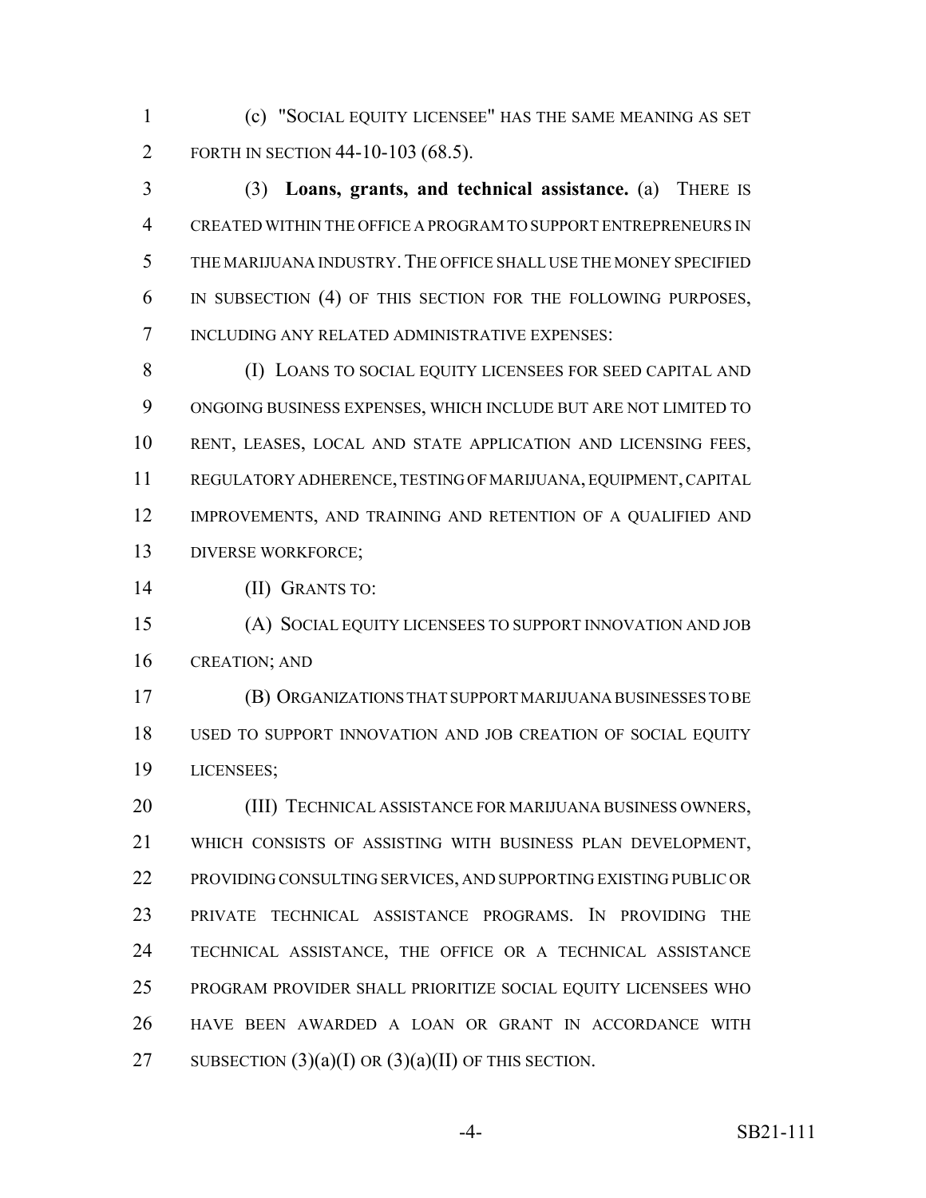(c) "SOCIAL EQUITY LICENSEE" HAS THE SAME MEANING AS SET FORTH IN SECTION 44-10-103 (68.5).

(3) **Loans, grants, and technical assistance.** (a) THERE IS CREATED WITHIN THE OFFICE A PROGRAM TO SUPPORT ENTREPRENEURS IN THE MARIJUANA INDUSTRY. THE OFFICE SHALL USE THE MONEY SPECIFIED IN SUBSECTION (4) OF THIS SECTION FOR THE FOLLOWING PURPOSES, INCLUDING ANY RELATED ADMINISTRATIVE EXPENSES:

(I) LOANS TO SOCIAL EQUITY LICENSEES FOR SEED CAPITAL AND ONGOING BUSINESS EXPENSES, WHICH INCLUDE BUT ARE NOT LIMITED TO RENT, LEASES, LOCAL AND STATE APPLICATION AND LICENSING FEES, REGULATORY ADHERENCE, TESTING OF MARIJUANA, EQUIPMENT, CAPITAL IMPROVEMENTS, AND TRAINING AND RETENTION OF A QUALIFIED AND DIVERSE WORKFORCE;

(II) GRANTS TO:

(A) SOCIAL EQUITY LICENSEES TO SUPPORT INNOVATION AND JOB CREATION; AND

(B) ORGANIZATIONS THAT SUPPORT MARIJUANA BUSINESSES TO BE USED TO SUPPORT INNOVATION AND JOB CREATION OF SOCIAL EQUITY LICENSEES;

(III) TECHNICAL ASSISTANCE FOR MARIJUANA BUSINESS OWNERS, WHICH CONSISTS OF ASSISTING WITH BUSINESS PLAN DEVELOPMENT, PROVIDING CONSULTING SERVICES, AND SUPPORTING EXISTING PUBLIC OR PRIVATE TECHNICAL ASSISTANCE PROGRAMS. IN PROVIDING THE TECHNICAL ASSISTANCE, THE OFFICE OR A TECHNICAL ASSISTANCE PROGRAM PROVIDER SHALL PRIORITIZE SOCIAL EQUITY LICENSEES WHO HAVE BEEN AWARDED A LOAN OR GRANT IN ACCORDANCE WITH SUBSECTION (3)(a)(I) OR (3)(a)(II) OF THIS SECTION.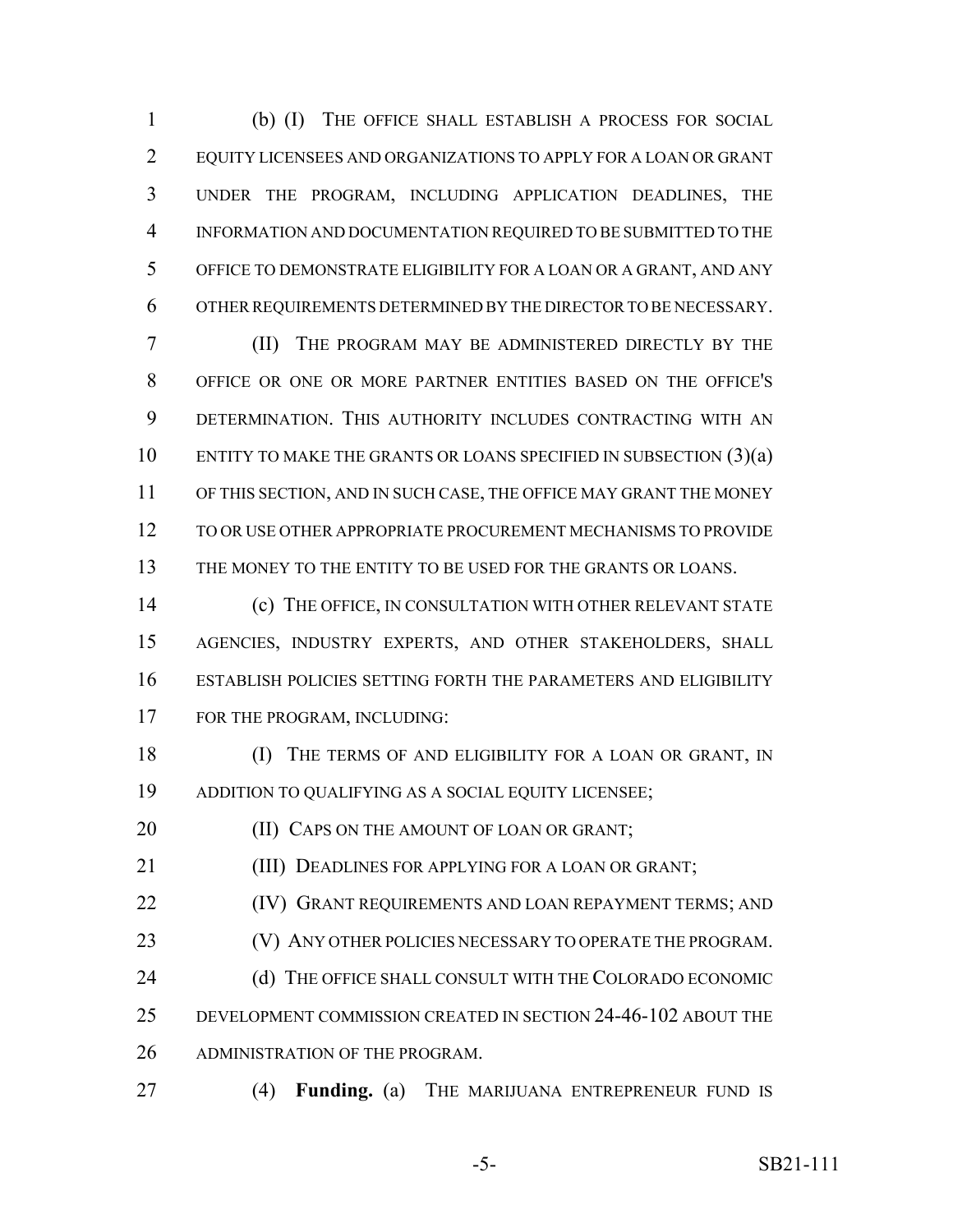(b) (I) THE OFFICE SHALL ESTABLISH A PROCESS FOR SOCIAL EQUITY LICENSEES AND ORGANIZATIONS TO APPLY FOR A LOAN OR GRANT UNDER THE PROGRAM, INCLUDING APPLICATION DEADLINES, THE INFORMATION AND DOCUMENTATION REQUIRED TO BE SUBMITTED TO THE OFFICE TO DEMONSTRATE ELIGIBILITY FOR A LOAN OR A GRANT, AND ANY OTHER REQUIREMENTS DETERMINED BY THE DIRECTOR TO BE NECESSARY.

(II) THE PROGRAM MAY BE ADMINISTERED DIRECTLY BY THE OFFICE OR ONE OR MORE PARTNER ENTITIES BASED ON THE OFFICE'S DETERMINATION. THIS AUTHORITY INCLUDES CONTRACTING WITH AN ENTITY TO MAKE THE GRANTS OR LOANS SPECIFIED IN SUBSECTION (3)(a) OF THIS SECTION, AND IN SUCH CASE, THE OFFICE MAY GRANT THE MONEY TO OR USE OTHER APPROPRIATE PROCUREMENT MECHANISMS TO PROVIDE THE MONEY TO THE ENTITY TO BE USED FOR THE GRANTS OR LOANS.

(c) THE OFFICE, IN CONSULTATION WITH OTHER RELEVANT STATE AGENCIES, INDUSTRY EXPERTS, AND OTHER STAKEHOLDERS, SHALL ESTABLISH POLICIES SETTING FORTH THE PARAMETERS AND ELIGIBILITY FOR THE PROGRAM, INCLUDING:

(I) THE TERMS OF AND ELIGIBILITY FOR A LOAN OR GRANT, IN ADDITION TO QUALIFYING AS A SOCIAL EQUITY LICENSEE;

(II) CAPS ON THE AMOUNT OF LOAN OR GRANT;

(III) DEADLINES FOR APPLYING FOR A LOAN OR GRANT;

(IV) GRANT REQUIREMENTS AND LOAN REPAYMENT TERMS; AND

(V) ANY OTHER POLICIES NECESSARY TO OPERATE THE PROGRAM.

(d) THE OFFICE SHALL CONSULT WITH THE COLORADO ECONOMIC DEVELOPMENT COMMISSION CREATED IN SECTION 24-46-102 ABOUT THE ADMINISTRATION OF THE PROGRAM.

(4) **Funding.** (a) THE MARIJUANA ENTREPRENEUR FUND IS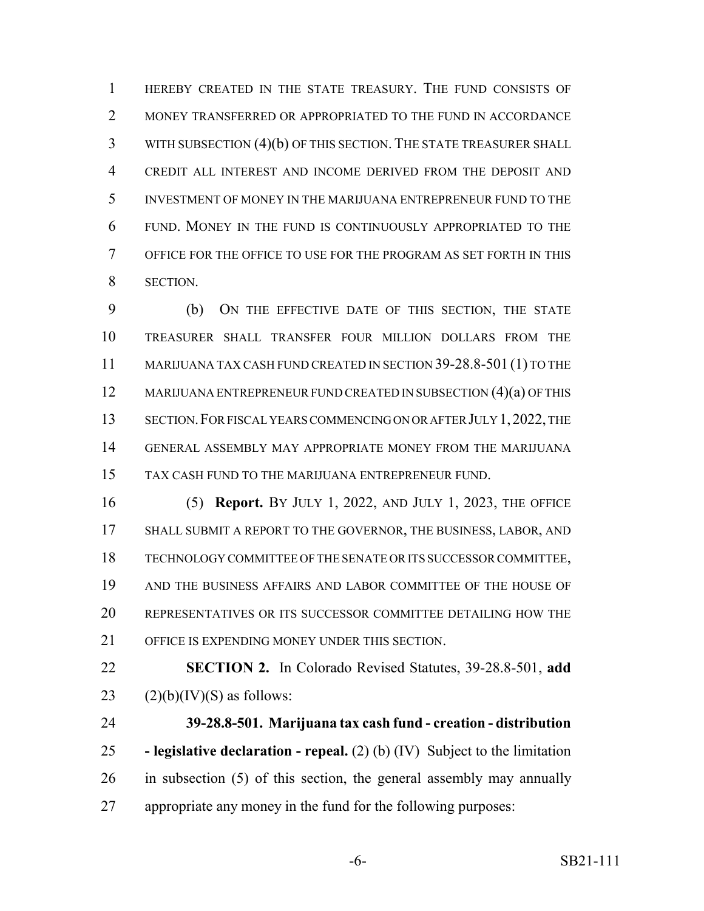HEREBY CREATED IN THE STATE TREASURY. THE FUND CONSISTS OF MONEY TRANSFERRED OR APPROPRIATED TO THE FUND IN ACCORDANCE WITH SUBSECTION (4)(b) OF THIS SECTION. THE STATE TREASURER SHALL CREDIT ALL INTEREST AND INCOME DERIVED FROM THE DEPOSIT AND INVESTMENT OF MONEY IN THE MARIJUANA ENTREPRENEUR FUND TO THE FUND. MONEY IN THE FUND IS CONTINUOUSLY APPROPRIATED TO THE OFFICE FOR THE OFFICE TO USE FOR THE PROGRAM AS SET FORTH IN THIS SECTION.

(b) ON THE EFFECTIVE DATE OF THIS SECTION, THE STATE TREASURER SHALL TRANSFER FOUR MILLION DOLLARS FROM THE MARIJUANA TAX CASH FUND CREATED IN SECTION 39-28.8-501 (1) TO THE MARIJUANA ENTREPRENEUR FUND CREATED IN SUBSECTION (4)(a) OF THIS SECTION. FOR FISCAL YEARS COMMENCING ON OR AFTER JULY 1, 2022, THE GENERAL ASSEMBLY MAY APPROPRIATE MONEY FROM THE MARIJUANA TAX CASH FUND TO THE MARIJUANA ENTREPRENEUR FUND.

(5) **Report.** BY JULY 1, 2022, AND JULY 1, 2023, THE OFFICE SHALL SUBMIT A REPORT TO THE GOVERNOR, THE BUSINESS, LABOR, AND TECHNOLOGY COMMITTEE OF THE SENATE OR ITS SUCCESSOR COMMITTEE, AND THE BUSINESS AFFAIRS AND LABOR COMMITTEE OF THE HOUSE OF REPRESENTATIVES OR ITS SUCCESSOR COMMITTEE DETAILING HOW THE OFFICE IS EXPENDING MONEY UNDER THIS SECTION.

**SECTION 2.** In Colorado Revised Statutes, 39-28.8-501, **add** (2)(b)(IV)(S) as follows:

**39-28.8-501. Marijuana tax cash fund - creation - distribution - legislative declaration - repeal.** (2) (b) (IV) Subject to the limitation in subsection (5) of this section, the general assembly may annually appropriate any money in the fund for the following purposes: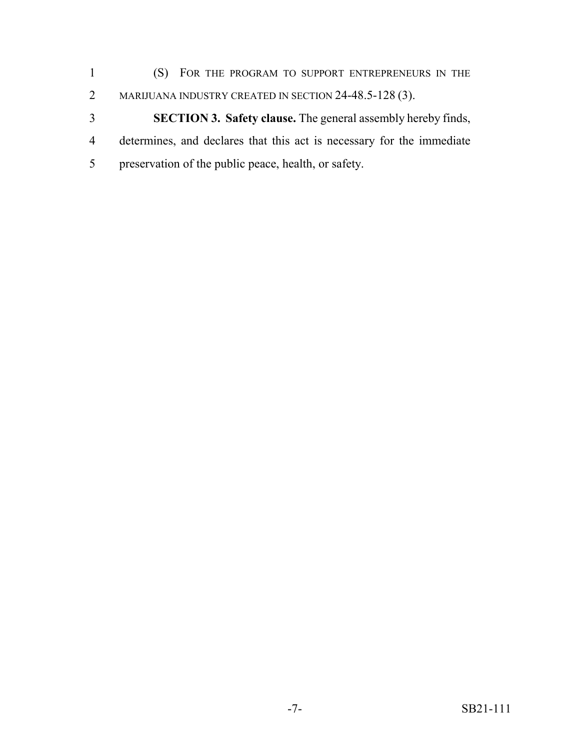(S) FOR THE PROGRAM TO SUPPORT ENTREPRENEURS IN THE MARIJUANA INDUSTRY CREATED IN SECTION 24-48.5-128 (3).

**SECTION 3. Safety clause.** The general assembly hereby finds, determines, and declares that this act is necessary for the immediate preservation of the public peace, health, or safety.